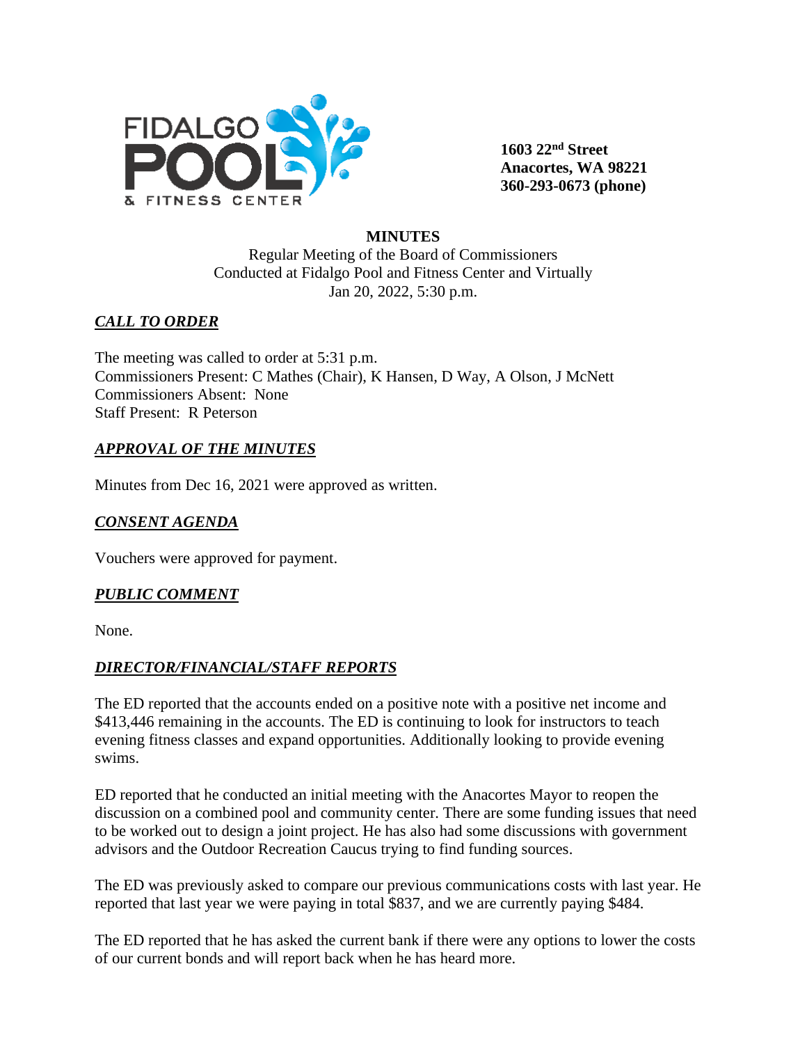FIDALGO POOL & FITNESS CENTER

**1603 22nd Street**
**Anacortes, WA 98221**
**360-293-0673 (phone)**

**MINUTES**

Regular Meeting of the Board of Commissioners
Conducted at Fidalgo Pool and Fitness Center and Virtually
Jan 20, 2022, 5:30 p.m.

## ***CALL TO ORDER***

The meeting was called to order at 5:31 p.m.
Commissioners Present: C Mathes (Chair), K Hansen, D Way, A Olson, J McNett
Commissioners Absent: None
Staff Present: R Peterson

## ***APPROVAL OF THE MINUTES***

Minutes from Dec 16, 2021 were approved as written.

## ***CONSENT AGENDA***

Vouchers were approved for payment.

## ***PUBLIC COMMENT***

None.

## ***DIRECTOR/FINANCIAL/STAFF REPORTS***

The ED reported that the accounts ended on a positive note with a positive net income and $413,446 remaining in the accounts. The ED is continuing to look for instructors to teach evening fitness classes and expand opportunities. Additionally looking to provide evening swims.

ED reported that he conducted an initial meeting with the Anacortes Mayor to reopen the discussion on a combined pool and community center. There are some funding issues that need to be worked out to design a joint project. He has also had some discussions with government advisors and the Outdoor Recreation Caucus trying to find funding sources.

The ED was previously asked to compare our previous communications costs with last year. He reported that last year we were paying in total $837, and we are currently paying $484.

The ED reported that he has asked the current bank if there were any options to lower the costs of our current bonds and will report back when he has heard more.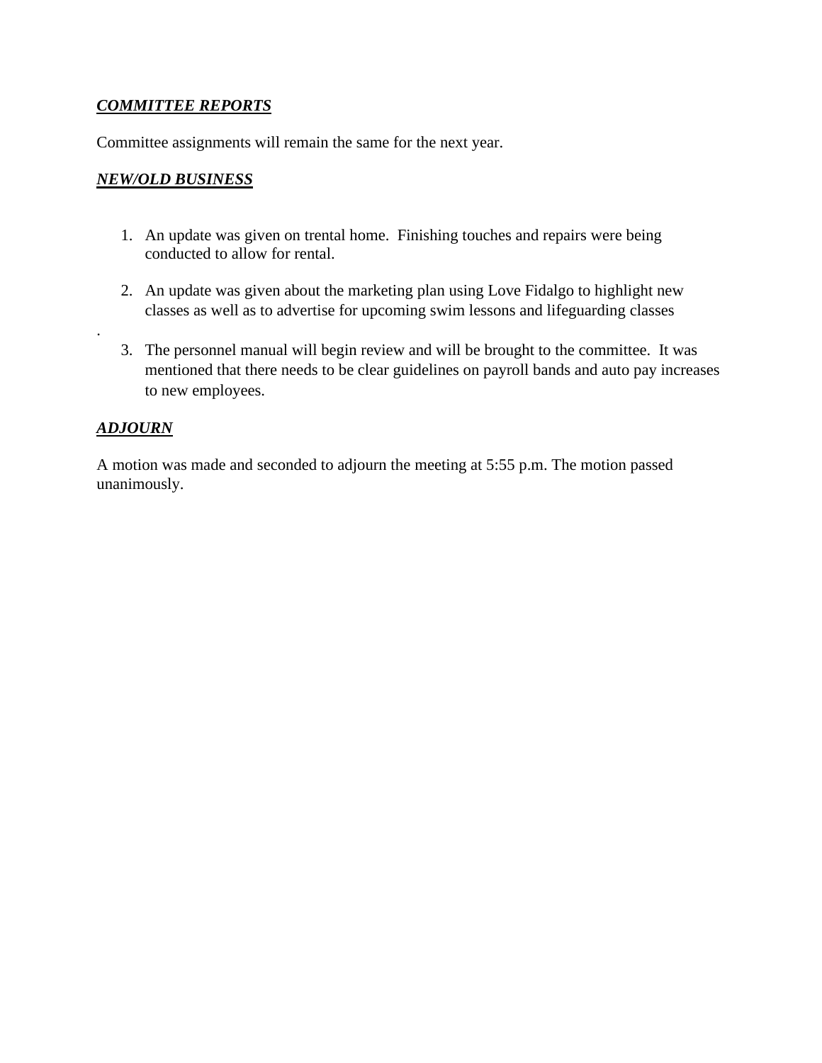***COMMITTEE REPORTS***

Committee assignments will remain the same for the next year.

***NEW/OLD BUSINESS***

1. An update was given on trental home. Finishing touches and repairs were being conducted to allow for rental.

2. An update was given about the marketing plan using Love Fidalgo to highlight new classes as well as to advertise for upcoming swim lessons and lifeguarding classes

.

3. The personnel manual will begin review and will be brought to the committee. It was mentioned that there needs to be clear guidelines on payroll bands and auto pay increases to new employees.

***ADJOURN***

A motion was made and seconded to adjourn the meeting at 5:55 p.m. The motion passed unanimously.